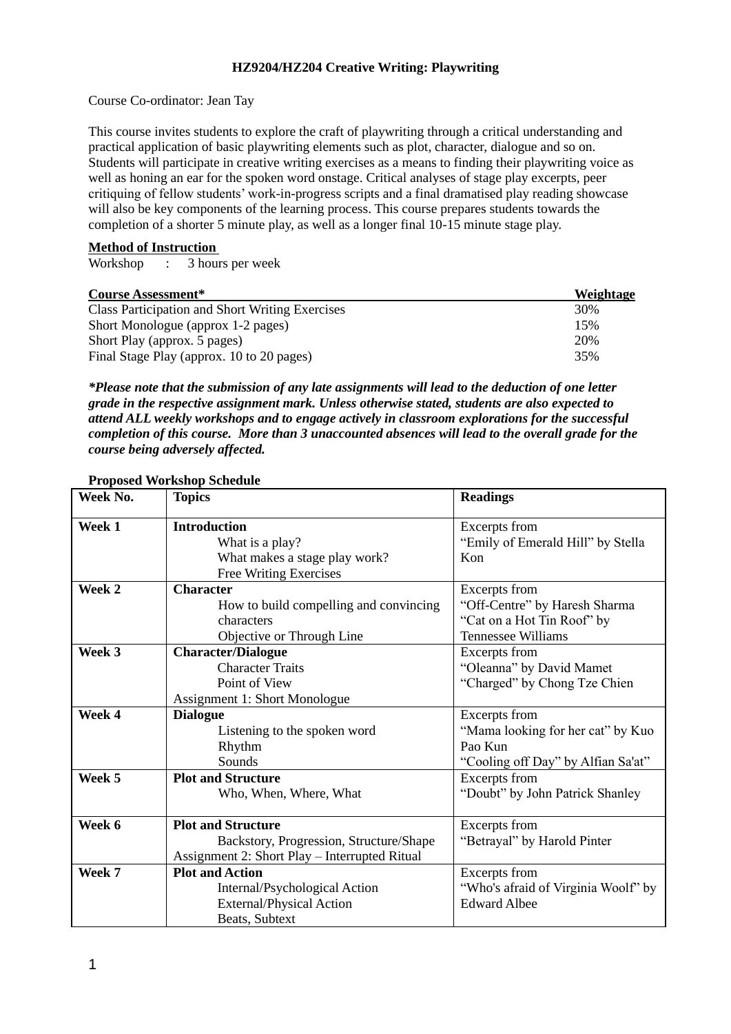# HZ9204/HZ204 Creative Writing: Playwriting

Course Co-ordinator: Jean Tay

This course invites students to explore the craft of playwriting through a critical understanding and practical application of basic playwriting elements such as plot, character, dialogue and so on. Students will participate in creative writing exercises as a means to finding their playwriting voice as well as honing an ear for the spoken word onstage. Critical analyses of stage play excerpts, peer critiquing of fellow students' work-in-progress scripts and a final dramatised play reading showcase will also be key components of the learning process. This course prepares students towards the completion of a shorter 5 minute play, as well as a longer final 10-15 minute stage play.

**Method of Instruction**

Workshop : 3 hours per week

| Course Assessment* | Weightage |
|---|---|
| Class Participation and Short Writing Exercises | 30% |
| Short Monologue (approx 1-2 pages) | 15% |
| Short Play (approx. 5 pages) | 20% |
| Final Stage Play (approx. 10 to 20 pages) | 35% |

***Please note that the submission of any late assignments will lead to the deduction of one letter grade in the respective assignment mark. Unless otherwise stated, students are also expected to attend ALL weekly workshops and to engage actively in classroom explorations for the successful completion of this course. More than 3 unaccounted absences will lead to the overall grade for the course being adversely affected.***

**Proposed Workshop Schedule**

| Week No. | Topics | Readings |
|---|---|---|
| **Week 1** | **Introduction**<br>What is a play?<br>What makes a stage play work?<br>Free Writing Exercises | Excerpts from<br>"Emily of Emerald Hill" by Stella Kon |
| **Week 2** | **Character**<br>How to build compelling and convincing characters<br>Objective or Through Line | Excerpts from<br>"Off-Centre" by Haresh Sharma<br>"Cat on a Hot Tin Roof" by Tennessee Williams |
| **Week 3** | **Character/Dialogue**<br>Character Traits<br>Point of View<br>Assignment 1: Short Monologue | Excerpts from<br>"Oleanna" by David Mamet<br>"Charged" by Chong Tze Chien |
| **Week 4** | **Dialogue**<br>Listening to the spoken word<br>Rhythm<br>Sounds | Excerpts from<br>"Mama looking for her cat" by Kuo Pao Kun<br>"Cooling off Day" by Alfian Sa'at" |
| **Week 5** | **Plot and Structure**<br>Who, When, Where, What | Excerpts from<br>"Doubt" by John Patrick Shanley |
| **Week 6** | **Plot and Structure**<br>Backstory, Progression, Structure/Shape<br>Assignment 2: Short Play – Interrupted Ritual | Excerpts from<br>"Betrayal" by Harold Pinter |
| **Week 7** | **Plot and Action**<br>Internal/Psychological Action<br>External/Physical Action<br>Beats, Subtext | Excerpts from<br>"Who's afraid of Virginia Woolf" by Edward Albee |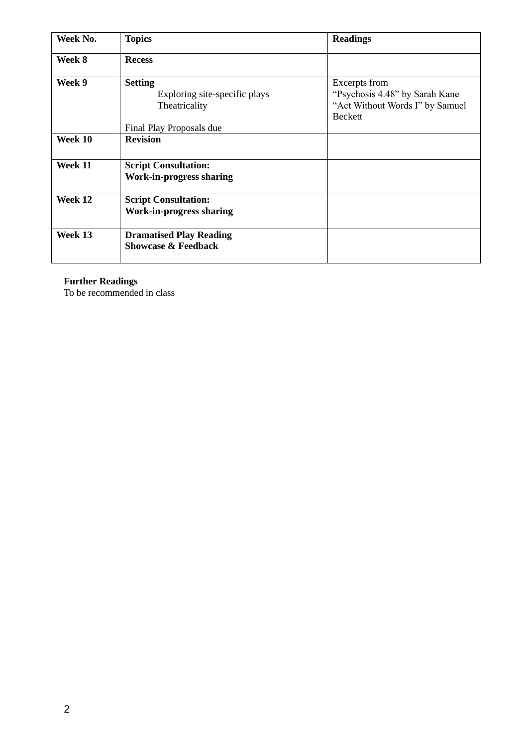| Week No. | Topics | Readings |
|---|---|---|
| **Week 8** | **Recess** | |
| **Week 9** | **Setting**<br>Exploring site-specific plays<br>Theatricality<br><br>Final Play Proposals due | Excerpts from<br>"Psychosis 4.48" by Sarah Kane<br>"Act Without Words I" by Samuel Beckett |
| **Week 10** | **Revision** | |
| **Week 11** | **Script Consultation:**<br>**Work-in-progress sharing** | |
| **Week 12** | **Script Consultation:**<br>**Work-in-progress sharing** | |
| **Week 13** | **Dramatised Play Reading**<br>**Showcase & Feedback** | |

**Further Readings**
To be recommended in class